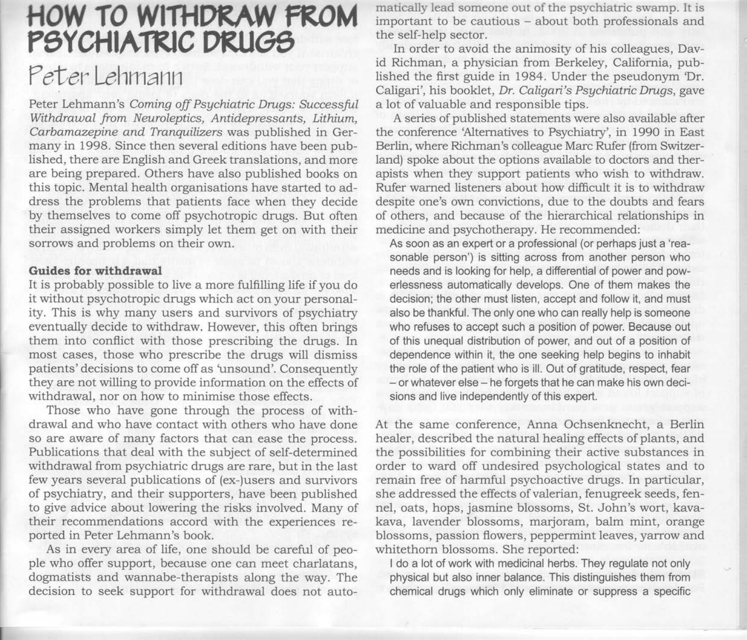# HOW TO WITHDRAW FROM PSYCHIATRIC DRUGS

## Peter Lehmann

Peter Lehmann's *Coming off Psychiatric Drugs: Successful Withdrawal from Neuroleptics, Antidepressants, Lithium, Carbamazepine and Tranquilizers* was published in Germany in 1998. Since then several editions have been published, there are English and Greek translations, and more are being prepared. Others have also published books on this topic. Mental health organisations have started to address the problems that patients face when they decide by themselves to come off psychotropic drugs. But often their assigned workers simply let them get on with their sorrows and problems on their own.

**Guides for withdrawal**

It is probably possible to live a more fulfilling life if you do it without psychotropic drugs which act on your personality. This is why many users and survivors of psychiatry eventually decide to withdraw. However, this often brings them into conflict with those prescribing the drugs. In most cases, those who prescribe the drugs will dismiss patients' decisions to come off as 'unsound'. Consequently they are not willing to provide information on the effects of withdrawal, nor on how to minimise those effects.

Those who have gone through the process of withdrawal and who have contact with others who have done so are aware of many factors that can ease the process. Publications that deal with the subject of self-determined withdrawal from psychiatric drugs are rare, but in the last few years several publications of (ex-)users and survivors of psychiatry, and their supporters, have been published to give advice about lowering the risks involved. Many of their recommendations accord with the experiences reported in Peter Lehmann's book.

As in every area of life, one should be careful of people who offer support, because one can meet charlatans, dogmatists and wannabe-therapists along the way. The decision to seek support for withdrawal does not automatically lead someone out of the psychiatric swamp. It is important to be cautious – about both professionals and the self-help sector.

In order to avoid the animosity of his colleagues, David Richman, a physician from Berkeley, California, published the first guide in 1984. Under the pseudonym 'Dr. Caligari', his booklet, *Dr. Caligari's Psychiatric Drugs*, gave a lot of valuable and responsible tips.

A series of published statements were also available after the conference 'Alternatives to Psychiatry', in 1990 in East Berlin, where Richman's colleague Marc Rufer (from Switzerland) spoke about the options available to doctors and therapists when they support patients who wish to withdraw. Rufer warned listeners about how difficult it is to withdraw despite one's own convictions, due to the doubts and fears of others, and because of the hierarchical relationships in medicine and psychotherapy. He recommended:

> As soon as an expert or a professional (or perhaps just a 'reasonable person') is sitting across from another person who needs and is looking for help, a differential of power and powerlessness automatically develops. One of them makes the decision; the other must listen, accept and follow it, and must also be thankful. The only one who can really help is someone who refuses to accept such a position of power. Because out of this unequal distribution of power, and out of a position of dependence within it, the one seeking help begins to inhabit the role of the patient who is ill. Out of gratitude, respect, fear – or whatever else – he forgets that he can make his own decisions and live independently of this expert.

At the same conference, Anna Ochsenknecht, a Berlin healer, described the natural healing effects of plants, and the possibilities for combining their active substances in order to ward off undesired psychological states and to remain free of harmful psychoactive drugs. In particular, she addressed the effects of valerian, fenugreek seeds, fennel, oats, hops, jasmine blossoms, St. John's wort, kava-kava, lavender blossoms, marjoram, balm mint, orange blossoms, passion flowers, peppermint leaves, yarrow and whitethorn blossoms. She reported:

> I do a lot of work with medicinal herbs. They regulate not only physical but also inner balance. This distinguishes them from chemical drugs which only eliminate or suppress a specific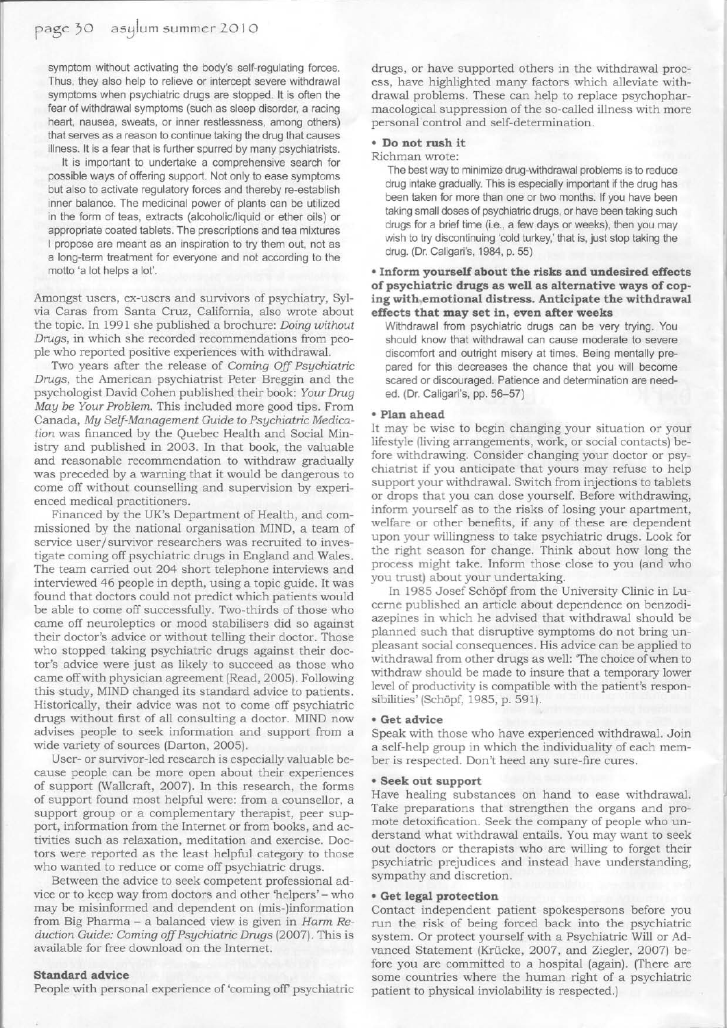symptom without activating the body's self-regulating forces. Thus, they also help to relieve or intercept severe withdrawal symptoms when psychiatric drugs are stopped. It is often the fear of withdrawal symptoms (such as sleep disorder, a racing heart, nausea, sweats, or inner restlessness, among others) that serves as a reason to continue taking the drug that causes illness. It is a fear that is further spurred by many psychiatrists.

It is important to undertake a comprehensive search for possible ways of offering support. Not only to ease symptoms but also to activate regulatory forces and thereby re-establish inner balance. The medicinal power of plants can be utilized in the form of teas, extracts (alcoholic/liquid or ether oils) or appropriate coated tablets. The prescriptions and tea mixtures I propose are meant as an inspiration to try them out, not as a long-term treatment for everyone and not according to the motto 'a lot helps a lot'.

Amongst users, ex-users and survivors of psychiatry, Sylvia Caras from Santa Cruz, California, also wrote about the topic. In 1991 she published a brochure: *Doing without Drugs*, in which she recorded recommendations from people who reported positive experiences with withdrawal.

Two years after the release of *Coming Off Psychiatric Drugs*, the American psychiatrist Peter Breggin and the psychologist David Cohen published their book: *Your Drug May be Your Problem*. This included more good tips. From Canada, *My Self-Management Guide to Psychiatric Medication* was financed by the Quebec Health and Social Ministry and published in 2003. In that book, the valuable and reasonable recommendation to withdraw gradually was preceded by a warning that it would be dangerous to come off without counselling and supervision by experienced medical practitioners.

Financed by the UK's Department of Health, and commissioned by the national organisation MIND, a team of service user/survivor researchers was recruited to investigate coming off psychiatric drugs in England and Wales. The team carried out 204 short telephone interviews and interviewed 46 people in depth, using a topic guide. It was found that doctors could not predict which patients would be able to come off successfully. Two-thirds of those who came off neuroleptics or mood stabilisers did so against their doctor's advice or without telling their doctor. Those who stopped taking psychiatric drugs against their doctor's advice were just as likely to succeed as those who came off with physician agreement (Read, 2005). Following this study, MIND changed its standard advice to patients. Historically, their advice was not to come off psychiatric drugs without first of all consulting a doctor. MIND now advises people to seek information and support from a wide variety of sources (Darton, 2005).

User- or survivor-led research is especially valuable because people can be more open about their experiences of support (Wallcraft, 2007). In this research, the forms of support found most helpful were: from a counsellor, a support group or a complementary therapist, peer support, information from the Internet or from books, and activities such as relaxation, meditation and exercise. Doctors were reported as the least helpful category to those who wanted to reduce or come off psychiatric drugs.

Between the advice to seek competent professional advice or to keep way from doctors and other 'helpers' – who may be misinformed and dependent on (mis-)information from Big Pharma – a balanced view is given in *Harm Reduction Guide: Coming off Psychiatric Drugs* (2007). This is available for free download on the Internet.

### Standard advice

People with personal experience of 'coming off' psychiatric drugs, or have supported others in the withdrawal process, have highlighted many factors which alleviate withdrawal problems. These can help to replace psychopharmacological suppression of the so-called illness with more personal control and self-determination.

**• Do not rush it**

Richman wrote:

> The best way to minimize drug-withdrawal problems is to reduce drug intake gradually. This is especially important if the drug has been taken for more than one or two months. If you have been taking small doses of psychiatric drugs, or have been taking such drugs for a brief time (i.e., a few days or weeks), then you may wish to try discontinuing 'cold turkey,' that is, just stop taking the drug. (Dr. Caligari's, 1984, p. 55)

**• Inform yourself about the risks and undesired effects of psychiatric drugs as well as alternative ways of coping with emotional distress. Anticipate the withdrawal effects that may set in, even after weeks**

> Withdrawal from psychiatric drugs can be very trying. You should know that withdrawal can cause moderate to severe discomfort and outright misery at times. Being mentally prepared for this decreases the chance that you will become scared or discouraged. Patience and determination are needed. (Dr. Caligari's, pp. 56–57)

**• Plan ahead**

It may be wise to begin changing your situation or your lifestyle (living arrangements, work, or social contacts) before withdrawing. Consider changing your doctor or psychiatrist if you anticipate that yours may refuse to help support your withdrawal. Switch from injections to tablets or drops that you can dose yourself. Before withdrawing, inform yourself as to the risks of losing your apartment, welfare or other benefits, if any of these are dependent upon your willingness to take psychiatric drugs. Look for the right season for change. Think about how long the process might take. Inform those close to you (and who you trust) about your undertaking.

In 1985 Josef Schöpf from the University Clinic in Lucerne published an article about dependence on benzodiazepines in which he advised that withdrawal should be planned such that disruptive symptoms do not bring unpleasant social consequences. His advice can be applied to withdrawal from other drugs as well: 'The choice of when to withdraw should be made to insure that a temporary lower level of productivity is compatible with the patient's responsibilities' (Schöpf, 1985, p. 591).

**• Get advice**

Speak with those who have experienced withdrawal. Join a self-help group in which the individuality of each member is respected. Don't heed any sure-fire cures.

**• Seek out support**

Have healing substances on hand to ease withdrawal. Take preparations that strengthen the organs and promote detoxification. Seek the company of people who understand what withdrawal entails. You may want to seek out doctors or therapists who are willing to forget their psychiatric prejudices and instead have understanding, sympathy and discretion.

**• Get legal protection**

Contact independent patient spokespersons before you run the risk of being forced back into the psychiatric system. Or protect yourself with a Psychiatric Will or Advanced Statement (Krücke, 2007, and Ziegler, 2007) before you are committed to a hospital (again). (There are some countries where the human right of a psychiatric patient to physical inviolability is respected.)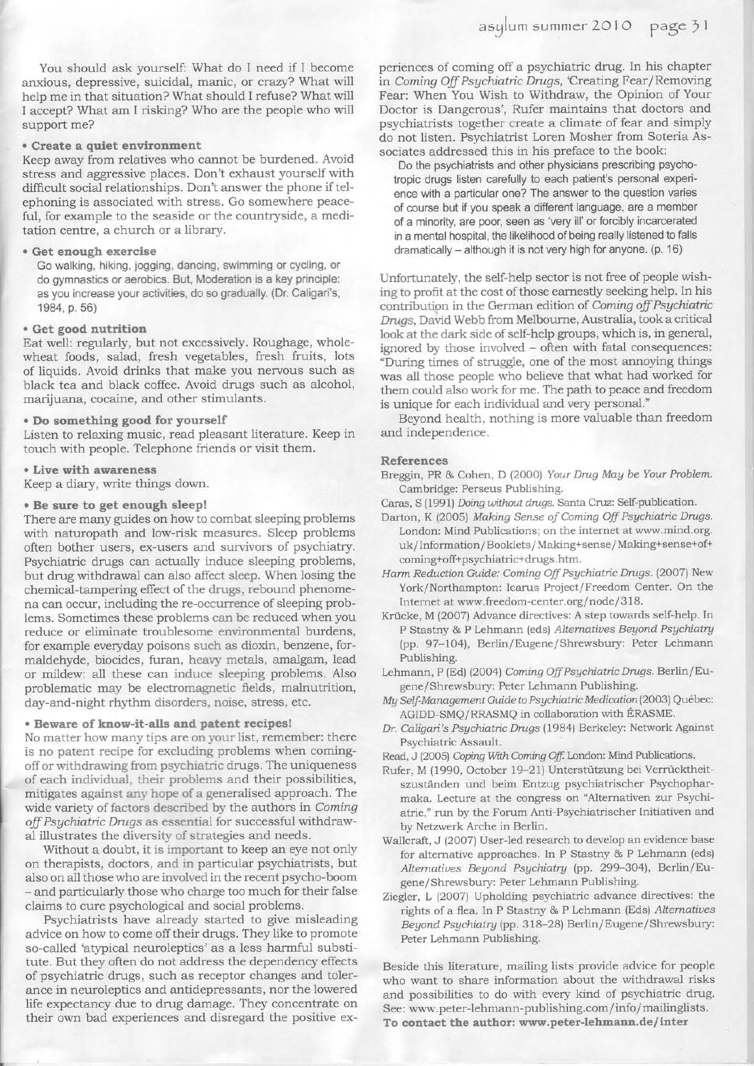You should ask yourself: What do I need if I become anxious, depressive, suicidal, manic, or crazy? What will help me in that situation? What should I refuse? What will I accept? What am I risking? Who are the people who will support me?

**• Create a quiet environment**

Keep away from relatives who cannot be burdened. Avoid stress and aggressive places. Don't exhaust yourself with difficult social relationships. Don't answer the phone if telephoning is associated with stress. Go somewhere peaceful, for example to the seaside or the countryside, a meditation centre, a church or a library.

**• Get enough exercise**

> Go walking, hiking, jogging, dancing, swimming or cycling, or do gymnastics or aerobics. But, Moderation is a key principle: as you increase your activities, do so gradually. (Dr. Caligari's, 1984, p. 56)

**• Get good nutrition**

Eat well: regularly, but not excessively. Roughage, wholewheat foods, salad, fresh vegetables, fresh fruits, lots of liquids. Avoid drinks that make you nervous such as black tea and black coffee. Avoid drugs such as alcohol, marijuana, cocaine, and other stimulants.

**• Do something good for yourself**

Listen to relaxing music, read pleasant literature. Keep in touch with people. Telephone friends or visit them.

**• Live with awareness**

Keep a diary, write things down.

**• Be sure to get enough sleep!**

There are many guides on how to combat sleeping problems with naturopath and low-risk measures. Sleep problems often bother users, ex-users and survivors of psychiatry. Psychiatric drugs can actually induce sleeping problems, but drug withdrawal can also affect sleep. When losing the chemical-tampering effect of the drugs, rebound phenomena can occur, including the re-occurrence of sleeping problems. Sometimes these problems can be reduced when you reduce or eliminate troublesome environmental burdens, for example everyday poisons such as dioxin, benzene, formaldehyde, biocides, furan, heavy metals, amalgam, lead or mildew: all these can induce sleeping problems. Also problematic may be electromagnetic fields, malnutrition, day-and-night rhythm disorders, noise, stress, etc.

**• Beware of know-it-alls and patent recipes!**

No matter how many tips are on your list, remember: there is no patent recipe for excluding problems when coming-off or withdrawing from psychiatric drugs. The uniqueness of each individual, their problems and their possibilities, mitigates against any hope of a generalised approach. The wide variety of factors described by the authors in *Coming off Psychiatric Drugs* as essential for successful withdrawal illustrates the diversity of strategies and needs.

Without a doubt, it is important to keep an eye not only on therapists, doctors, and in particular psychiatrists, but also on all those who are involved in the recent psycho-boom – and particularly those who charge too much for their false claims to cure psychological and social problems.

Psychiatrists have already started to give misleading advice on how to come off their drugs. They like to promote so-called 'atypical neuroleptics' as a less harmful substitute. But they often do not address the dependency effects of psychiatric drugs, such as receptor changes and tolerance in neuroleptics and antidepressants, nor the lowered life expectancy due to drug damage. They concentrate on their own bad experiences and disregard the positive experiences of coming off a psychiatric drug. In his chapter in *Coming Off Psychiatric Drugs*, 'Creating Fear/Removing Fear: When You Wish to Withdraw, the Opinion of Your Doctor is Dangerous', Rufer maintains that doctors and psychiatrists together create a climate of fear and simply do not listen. Psychiatrist Loren Mosher from Soteria Associates addressed this in his preface to the book:

> Do the psychiatrists and other physicians prescribing psychotropic drugs listen carefully to each patient's personal experience with a particular one? The answer to the question varies of course but if you speak a different language, are a member of a minority, are poor, seen as 'very ill' or forcibly incarcerated in a mental hospital, the likelihood of being really listened to falls dramatically – although it is not very high for anyone. (p. 16)

Unfortunately, the self-help sector is not free of people wishing to profit at the cost of those earnestly seeking help. In his contribution in the German edition of *Coming off Psychiatric Drugs*, David Webb from Melbourne, Australia, took a critical look at the dark side of self-help groups, which is, in general, ignored by those involved – often with fatal consequences: "During times of struggle, one of the most annoying things was all those people who believe that what had worked for them could also work for me. The path to peace and freedom is unique for each individual and very personal."

Beyond health, nothing is more valuable than freedom and independence.

## References

Breggin, PR & Cohen, D (2000) *Your Drug May be Your Problem*. Cambridge: Perseus Publishing.

Caras, S (1991) *Doing without drugs*. Santa Cruz: Self-publication.

Darton, K (2005) *Making Sense of Coming Off Psychiatric Drugs*. London: Mind Publications; on the internet at www.mind.org.uk/Information/Booklets/Making+sense/Making+sense+of+coming+off+psychiatric+drugs.htm.

*Harm Reduction Guide: Coming Off Psychiatric Drugs*. (2007) New York/Northampton: Icarus Project/Freedom Center. On the Internet at www.freedom-center.org/node/318.

Krücke, M (2007) Advance directives: A step towards self-help. In P Stastny & P Lehmann (eds) *Alternatives Beyond Psychiatry* (pp. 97–104), Berlin/Eugene/Shrewsbury: Peter Lehmann Publishing.

Lehmann, P (Ed) (2004) *Coming Off Psychiatric Drugs*. Berlin/Eugene/Shrewsbury: Peter Lehmann Publishing.

*My Self-Management Guide to Psychiatric Medication* (2003) Québec: AGIDD-SMQ/RRASMQ in collaboration with ÉRASME.

*Dr. Caligari's Psychiatric Drugs* (1984) Berkeley: Network Against Psychiatric Assault.

Read, J (2005) *Coping With Coming Off*. London: Mind Publications.

Rufer, M (1990, October 19–21) Unterstützung bei Verrücktheitszuständen und beim Entzug psychiatrischer Psychopharmaka. Lecture at the congress on "Alternativen zur Psychiatrie," run by the Forum Anti-Psychiatrischer Initiativen and by Netzwerk Arche in Berlin.

Wallcraft, J (2007) User-led research to develop an evidence base for alternative approaches. In P Stastny & P Lehmann (eds) *Alternatives Beyond Psychiatry* (pp. 299–304), Berlin/Eugene/Shrewsbury: Peter Lehmann Publishing.

Ziegler, L (2007) Upholding psychiatric advance directives: the rights of a flea. In P Stastny & P Lehmann (Eds) *Alternatives Beyond Psychiatry* (pp. 318–28) Berlin/Eugene/Shrewsbury: Peter Lehmann Publishing.

Beside this literature, mailing lists provide advice for people who want to share information about the withdrawal risks and possibilities to do with every kind of psychiatric drug. See: www.peter-lehmann-publishing.com/info/mailinglists.

**To contact the author: www.peter-lehmann.de/inter**